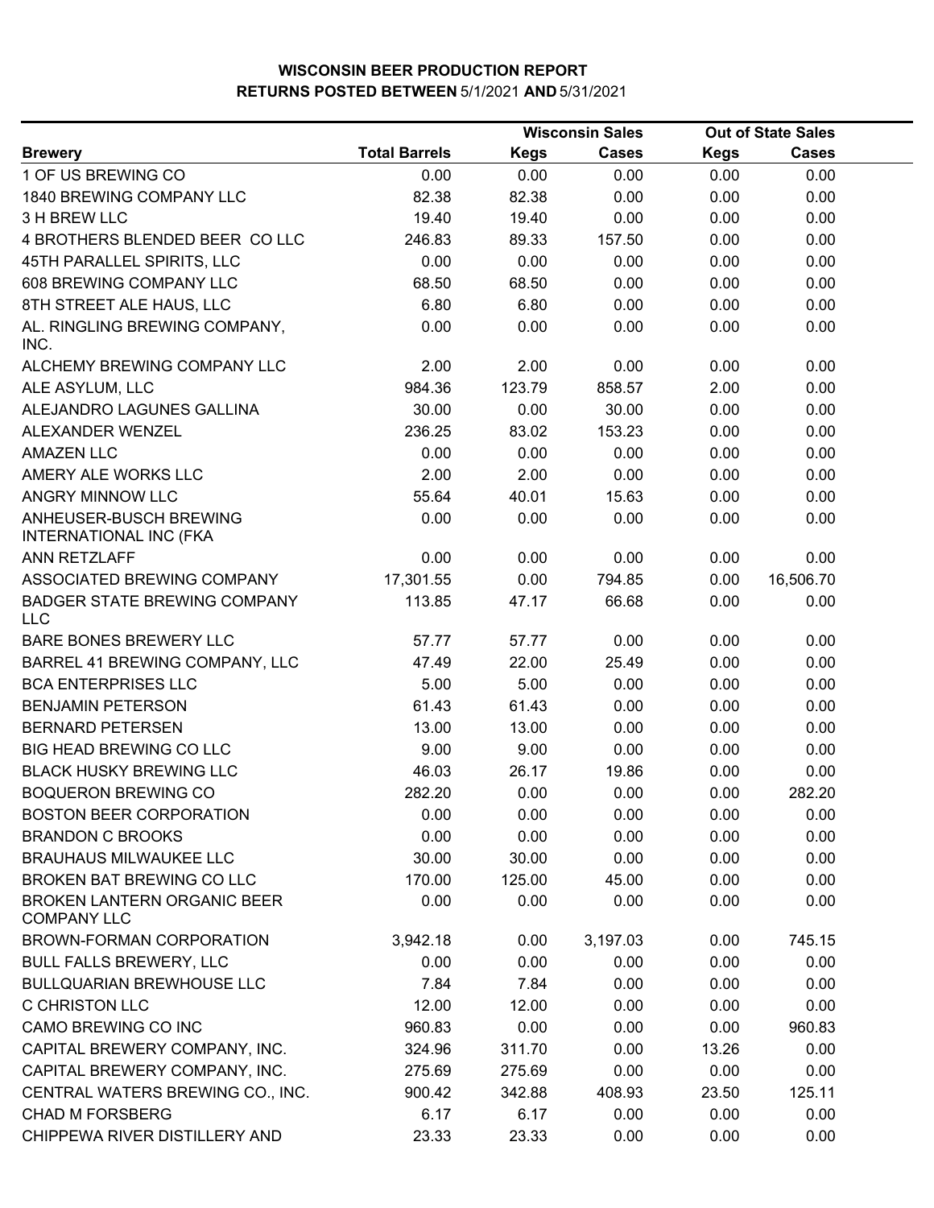# WISCONSIN BEER PRODUCTION REPORT
## RETURNS POSTED BETWEEN 5/1/2021 AND 5/31/2021

| Brewery | Total Barrels | Wisconsin Sales | | Out of State Sales | |
|---|---|---|---|---|---|
| | | Kegs | Cases | Kegs | Cases |
| 1 OF US BREWING CO | 0.00 | 0.00 | 0.00 | 0.00 | 0.00 |
| 1840 BREWING COMPANY LLC | 82.38 | 82.38 | 0.00 | 0.00 | 0.00 |
| 3 H BREW LLC | 19.40 | 19.40 | 0.00 | 0.00 | 0.00 |
| 4 BROTHERS BLENDED BEER CO LLC | 246.83 | 89.33 | 157.50 | 0.00 | 0.00 |
| 45TH PARALLEL SPIRITS, LLC | 0.00 | 0.00 | 0.00 | 0.00 | 0.00 |
| 608 BREWING COMPANY LLC | 68.50 | 68.50 | 0.00 | 0.00 | 0.00 |
| 8TH STREET ALE HAUS, LLC | 6.80 | 6.80 | 0.00 | 0.00 | 0.00 |
| AL. RINGLING BREWING COMPANY, INC. | 0.00 | 0.00 | 0.00 | 0.00 | 0.00 |
| ALCHEMY BREWING COMPANY LLC | 2.00 | 2.00 | 0.00 | 0.00 | 0.00 |
| ALE ASYLUM, LLC | 984.36 | 123.79 | 858.57 | 2.00 | 0.00 |
| ALEJANDRO LAGUNES GALLINA | 30.00 | 0.00 | 30.00 | 0.00 | 0.00 |
| ALEXANDER WENZEL | 236.25 | 83.02 | 153.23 | 0.00 | 0.00 |
| AMAZEN LLC | 0.00 | 0.00 | 0.00 | 0.00 | 0.00 |
| AMERY ALE WORKS LLC | 2.00 | 2.00 | 0.00 | 0.00 | 0.00 |
| ANGRY MINNOW LLC | 55.64 | 40.01 | 15.63 | 0.00 | 0.00 |
| ANHEUSER-BUSCH BREWING INTERNATIONAL INC (FKA | 0.00 | 0.00 | 0.00 | 0.00 | 0.00 |
| ANN RETZLAFF | 0.00 | 0.00 | 0.00 | 0.00 | 0.00 |
| ASSOCIATED BREWING COMPANY | 17,301.55 | 0.00 | 794.85 | 0.00 | 16,506.70 |
| BADGER STATE BREWING COMPANY LLC | 113.85 | 47.17 | 66.68 | 0.00 | 0.00 |
| BARE BONES BREWERY LLC | 57.77 | 57.77 | 0.00 | 0.00 | 0.00 |
| BARREL 41 BREWING COMPANY, LLC | 47.49 | 22.00 | 25.49 | 0.00 | 0.00 |
| BCA ENTERPRISES LLC | 5.00 | 5.00 | 0.00 | 0.00 | 0.00 |
| BENJAMIN PETERSON | 61.43 | 61.43 | 0.00 | 0.00 | 0.00 |
| BERNARD PETERSEN | 13.00 | 13.00 | 0.00 | 0.00 | 0.00 |
| BIG HEAD BREWING CO LLC | 9.00 | 9.00 | 0.00 | 0.00 | 0.00 |
| BLACK HUSKY BREWING LLC | 46.03 | 26.17 | 19.86 | 0.00 | 0.00 |
| BOQUERON BREWING CO | 282.20 | 0.00 | 0.00 | 0.00 | 282.20 |
| BOSTON BEER CORPORATION | 0.00 | 0.00 | 0.00 | 0.00 | 0.00 |
| BRANDON C BROOKS | 0.00 | 0.00 | 0.00 | 0.00 | 0.00 |
| BRAUHAUS MILWAUKEE LLC | 30.00 | 30.00 | 0.00 | 0.00 | 0.00 |
| BROKEN BAT BREWING CO LLC | 170.00 | 125.00 | 45.00 | 0.00 | 0.00 |
| BROKEN LANTERN ORGANIC BEER COMPANY LLC | 0.00 | 0.00 | 0.00 | 0.00 | 0.00 |
| BROWN-FORMAN CORPORATION | 3,942.18 | 0.00 | 3,197.03 | 0.00 | 745.15 |
| BULL FALLS BREWERY, LLC | 0.00 | 0.00 | 0.00 | 0.00 | 0.00 |
| BULLQUARIAN BREWHOUSE LLC | 7.84 | 7.84 | 0.00 | 0.00 | 0.00 |
| C CHRISTON LLC | 12.00 | 12.00 | 0.00 | 0.00 | 0.00 |
| CAMO BREWING CO INC | 960.83 | 0.00 | 0.00 | 0.00 | 960.83 |
| CAPITAL BREWERY COMPANY, INC. | 324.96 | 311.70 | 0.00 | 13.26 | 0.00 |
| CAPITAL BREWERY COMPANY, INC. | 275.69 | 275.69 | 0.00 | 0.00 | 0.00 |
| CENTRAL WATERS BREWING CO., INC. | 900.42 | 342.88 | 408.93 | 23.50 | 125.11 |
| CHAD M FORSBERG | 6.17 | 6.17 | 0.00 | 0.00 | 0.00 |
| CHIPPEWA RIVER DISTILLERY AND | 23.33 | 23.33 | 0.00 | 0.00 | 0.00 |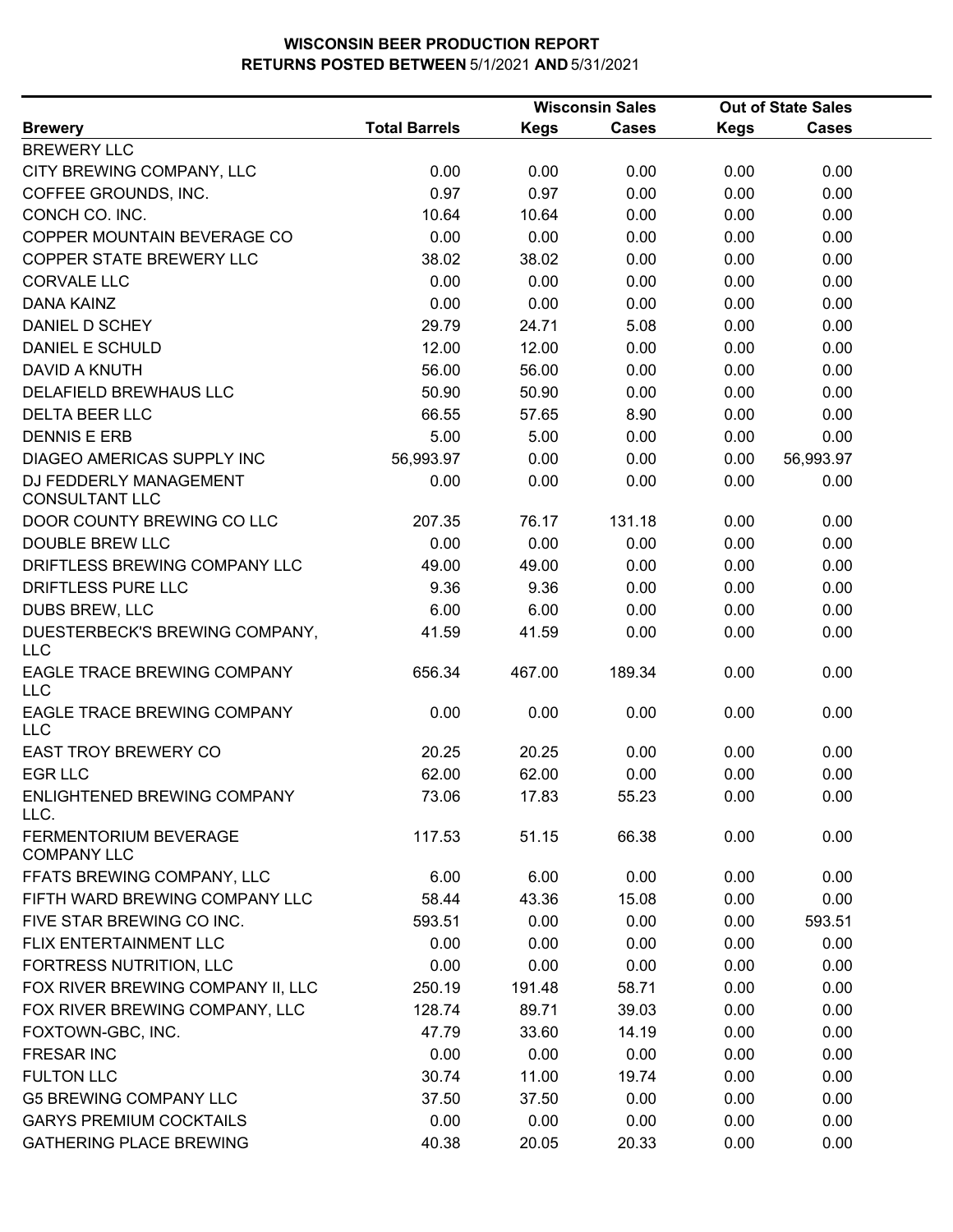# WISCONSIN BEER PRODUCTION REPORT

**RETURNS POSTED BETWEEN 5/1/2021 AND 5/31/2021**

| | | Wisconsin Sales | | Out of State Sales | |
|---|---|---|---|---|---|
| **Brewery** | **Total Barrels** | **Kegs** | **Cases** | **Kegs** | **Cases** |
| BREWERY LLC | | | | | |
| CITY BREWING COMPANY, LLC | 0.00 | 0.00 | 0.00 | 0.00 | 0.00 |
| COFFEE GROUNDS, INC. | 0.97 | 0.97 | 0.00 | 0.00 | 0.00 |
| CONCH CO. INC. | 10.64 | 10.64 | 0.00 | 0.00 | 0.00 |
| COPPER MOUNTAIN BEVERAGE CO | 0.00 | 0.00 | 0.00 | 0.00 | 0.00 |
| COPPER STATE BREWERY LLC | 38.02 | 38.02 | 0.00 | 0.00 | 0.00 |
| CORVALE LLC | 0.00 | 0.00 | 0.00 | 0.00 | 0.00 |
| DANA KAINZ | 0.00 | 0.00 | 0.00 | 0.00 | 0.00 |
| DANIEL D SCHEY | 29.79 | 24.71 | 5.08 | 0.00 | 0.00 |
| DANIEL E SCHULD | 12.00 | 12.00 | 0.00 | 0.00 | 0.00 |
| DAVID A KNUTH | 56.00 | 56.00 | 0.00 | 0.00 | 0.00 |
| DELAFIELD BREWHAUS LLC | 50.90 | 50.90 | 0.00 | 0.00 | 0.00 |
| DELTA BEER LLC | 66.55 | 57.65 | 8.90 | 0.00 | 0.00 |
| DENNIS E ERB | 5.00 | 5.00 | 0.00 | 0.00 | 0.00 |
| DIAGEO AMERICAS SUPPLY INC | 56,993.97 | 0.00 | 0.00 | 0.00 | 56,993.97 |
| DJ FEDDERLY MANAGEMENT CONSULTANT LLC | 0.00 | 0.00 | 0.00 | 0.00 | 0.00 |
| DOOR COUNTY BREWING CO LLC | 207.35 | 76.17 | 131.18 | 0.00 | 0.00 |
| DOUBLE BREW LLC | 0.00 | 0.00 | 0.00 | 0.00 | 0.00 |
| DRIFTLESS BREWING COMPANY LLC | 49.00 | 49.00 | 0.00 | 0.00 | 0.00 |
| DRIFTLESS PURE LLC | 9.36 | 9.36 | 0.00 | 0.00 | 0.00 |
| DUBS BREW, LLC | 6.00 | 6.00 | 0.00 | 0.00 | 0.00 |
| DUESTERBECK'S BREWING COMPANY, LLC | 41.59 | 41.59 | 0.00 | 0.00 | 0.00 |
| EAGLE TRACE BREWING COMPANY LLC | 656.34 | 467.00 | 189.34 | 0.00 | 0.00 |
| EAGLE TRACE BREWING COMPANY LLC | 0.00 | 0.00 | 0.00 | 0.00 | 0.00 |
| EAST TROY BREWERY CO | 20.25 | 20.25 | 0.00 | 0.00 | 0.00 |
| EGR LLC | 62.00 | 62.00 | 0.00 | 0.00 | 0.00 |
| ENLIGHTENED BREWING COMPANY LLC. | 73.06 | 17.83 | 55.23 | 0.00 | 0.00 |
| FERMENTORIUM BEVERAGE COMPANY LLC | 117.53 | 51.15 | 66.38 | 0.00 | 0.00 |
| FFATS BREWING COMPANY, LLC | 6.00 | 6.00 | 0.00 | 0.00 | 0.00 |
| FIFTH WARD BREWING COMPANY LLC | 58.44 | 43.36 | 15.08 | 0.00 | 0.00 |
| FIVE STAR BREWING CO INC. | 593.51 | 0.00 | 0.00 | 0.00 | 593.51 |
| FLIX ENTERTAINMENT LLC | 0.00 | 0.00 | 0.00 | 0.00 | 0.00 |
| FORTRESS NUTRITION, LLC | 0.00 | 0.00 | 0.00 | 0.00 | 0.00 |
| FOX RIVER BREWING COMPANY II, LLC | 250.19 | 191.48 | 58.71 | 0.00 | 0.00 |
| FOX RIVER BREWING COMPANY, LLC | 128.74 | 89.71 | 39.03 | 0.00 | 0.00 |
| FOXTOWN-GBC, INC. | 47.79 | 33.60 | 14.19 | 0.00 | 0.00 |
| FRESAR INC | 0.00 | 0.00 | 0.00 | 0.00 | 0.00 |
| FULTON LLC | 30.74 | 11.00 | 19.74 | 0.00 | 0.00 |
| G5 BREWING COMPANY LLC | 37.50 | 37.50 | 0.00 | 0.00 | 0.00 |
| GARYS PREMIUM COCKTAILS | 0.00 | 0.00 | 0.00 | 0.00 | 0.00 |
| GATHERING PLACE BREWING | 40.38 | 20.05 | 20.33 | 0.00 | 0.00 |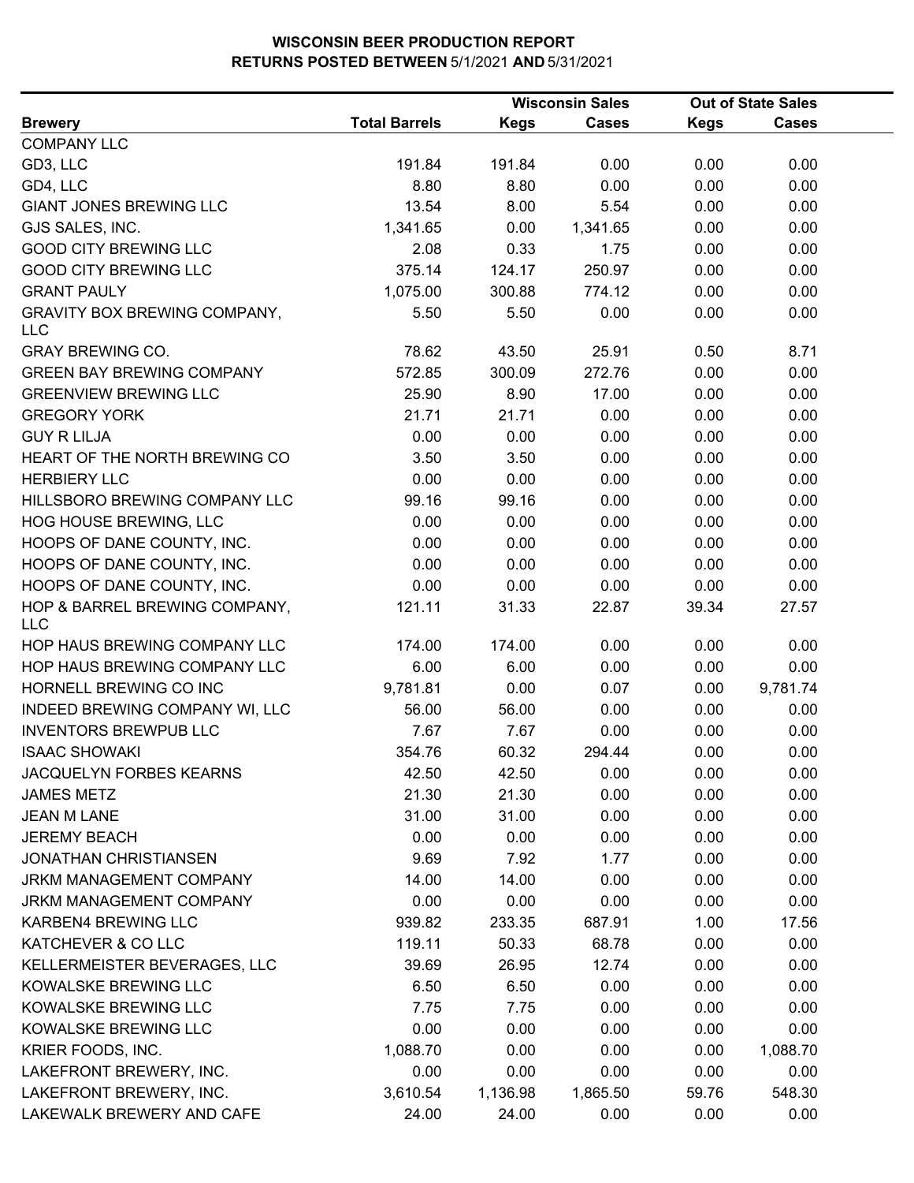**WISCONSIN BEER PRODUCTION REPORT**
**RETURNS POSTED BETWEEN 5/1/2021 AND 5/31/2021**

| Brewery | Total Barrels | Wisconsin Sales Kegs | Wisconsin Sales Cases | Out of State Sales Kegs | Out of State Sales Cases |
|---|---|---|---|---|---|
| COMPANY LLC | | | | | |
| GD3, LLC | 191.84 | 191.84 | 0.00 | 0.00 | 0.00 |
| GD4, LLC | 8.80 | 8.80 | 0.00 | 0.00 | 0.00 |
| GIANT JONES BREWING LLC | 13.54 | 8.00 | 5.54 | 0.00 | 0.00 |
| GJS SALES, INC. | 1,341.65 | 0.00 | 1,341.65 | 0.00 | 0.00 |
| GOOD CITY BREWING LLC | 2.08 | 0.33 | 1.75 | 0.00 | 0.00 |
| GOOD CITY BREWING LLC | 375.14 | 124.17 | 250.97 | 0.00 | 0.00 |
| GRANT PAULY | 1,075.00 | 300.88 | 774.12 | 0.00 | 0.00 |
| GRAVITY BOX BREWING COMPANY, LLC | 5.50 | 5.50 | 0.00 | 0.00 | 0.00 |
| GRAY BREWING CO. | 78.62 | 43.50 | 25.91 | 0.50 | 8.71 |
| GREEN BAY BREWING COMPANY | 572.85 | 300.09 | 272.76 | 0.00 | 0.00 |
| GREENVIEW BREWING LLC | 25.90 | 8.90 | 17.00 | 0.00 | 0.00 |
| GREGORY YORK | 21.71 | 21.71 | 0.00 | 0.00 | 0.00 |
| GUY R LILJA | 0.00 | 0.00 | 0.00 | 0.00 | 0.00 |
| HEART OF THE NORTH BREWING CO | 3.50 | 3.50 | 0.00 | 0.00 | 0.00 |
| HERBIERY LLC | 0.00 | 0.00 | 0.00 | 0.00 | 0.00 |
| HILLSBORO BREWING COMPANY LLC | 99.16 | 99.16 | 0.00 | 0.00 | 0.00 |
| HOG HOUSE BREWING, LLC | 0.00 | 0.00 | 0.00 | 0.00 | 0.00 |
| HOOPS OF DANE COUNTY, INC. | 0.00 | 0.00 | 0.00 | 0.00 | 0.00 |
| HOOPS OF DANE COUNTY, INC. | 0.00 | 0.00 | 0.00 | 0.00 | 0.00 |
| HOOPS OF DANE COUNTY, INC. | 0.00 | 0.00 | 0.00 | 0.00 | 0.00 |
| HOP & BARREL BREWING COMPANY, LLC | 121.11 | 31.33 | 22.87 | 39.34 | 27.57 |
| HOP HAUS BREWING COMPANY LLC | 174.00 | 174.00 | 0.00 | 0.00 | 0.00 |
| HOP HAUS BREWING COMPANY LLC | 6.00 | 6.00 | 0.00 | 0.00 | 0.00 |
| HORNELL BREWING CO INC | 9,781.81 | 0.00 | 0.07 | 0.00 | 9,781.74 |
| INDEED BREWING COMPANY WI, LLC | 56.00 | 56.00 | 0.00 | 0.00 | 0.00 |
| INVENTORS BREWPUB LLC | 7.67 | 7.67 | 0.00 | 0.00 | 0.00 |
| ISAAC SHOWAKI | 354.76 | 60.32 | 294.44 | 0.00 | 0.00 |
| JACQUELYN FORBES KEARNS | 42.50 | 42.50 | 0.00 | 0.00 | 0.00 |
| JAMES METZ | 21.30 | 21.30 | 0.00 | 0.00 | 0.00 |
| JEAN M LANE | 31.00 | 31.00 | 0.00 | 0.00 | 0.00 |
| JEREMY BEACH | 0.00 | 0.00 | 0.00 | 0.00 | 0.00 |
| JONATHAN CHRISTIANSEN | 9.69 | 7.92 | 1.77 | 0.00 | 0.00 |
| JRKM MANAGEMENT COMPANY | 14.00 | 14.00 | 0.00 | 0.00 | 0.00 |
| JRKM MANAGEMENT COMPANY | 0.00 | 0.00 | 0.00 | 0.00 | 0.00 |
| KARBEN4 BREWING LLC | 939.82 | 233.35 | 687.91 | 1.00 | 17.56 |
| KATCHEVER & CO LLC | 119.11 | 50.33 | 68.78 | 0.00 | 0.00 |
| KELLERMEISTER BEVERAGES, LLC | 39.69 | 26.95 | 12.74 | 0.00 | 0.00 |
| KOWALSKE BREWING LLC | 6.50 | 6.50 | 0.00 | 0.00 | 0.00 |
| KOWALSKE BREWING LLC | 7.75 | 7.75 | 0.00 | 0.00 | 0.00 |
| KOWALSKE BREWING LLC | 0.00 | 0.00 | 0.00 | 0.00 | 0.00 |
| KRIER FOODS, INC. | 1,088.70 | 0.00 | 0.00 | 0.00 | 1,088.70 |
| LAKEFRONT BREWERY, INC. | 0.00 | 0.00 | 0.00 | 0.00 | 0.00 |
| LAKEFRONT BREWERY, INC. | 3,610.54 | 1,136.98 | 1,865.50 | 59.76 | 548.30 |
| LAKEWALK BREWERY AND CAFE | 24.00 | 24.00 | 0.00 | 0.00 | 0.00 |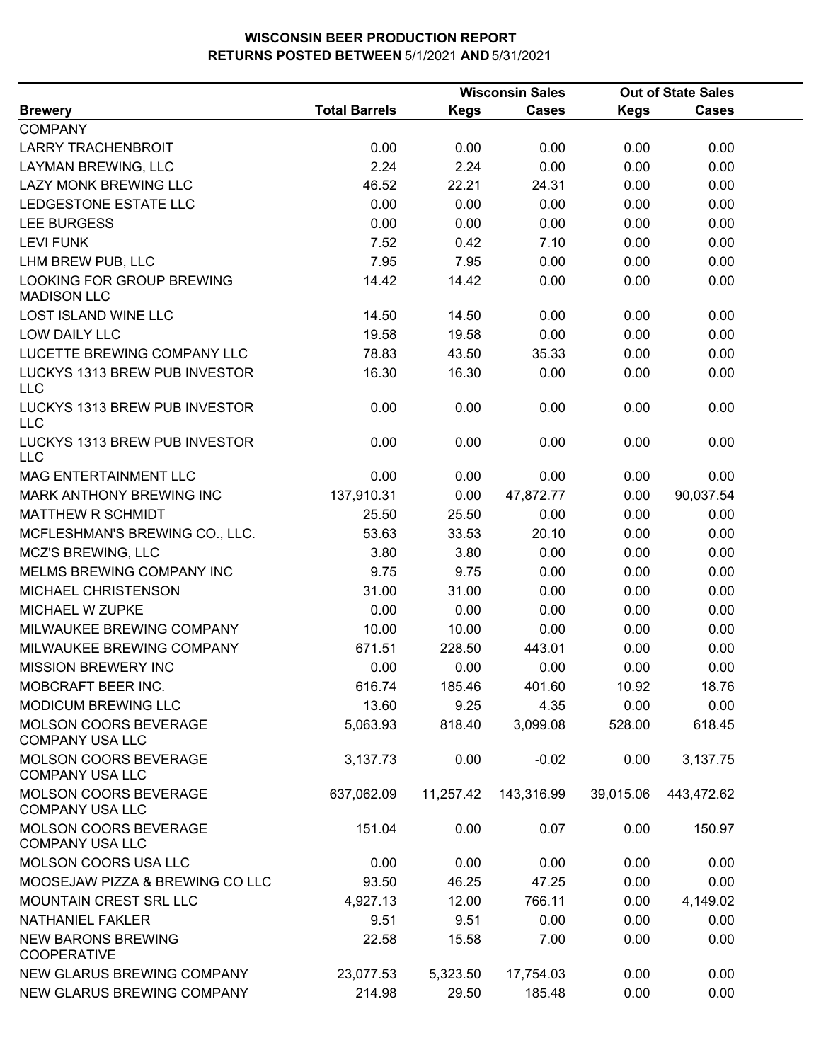# WISCONSIN BEER PRODUCTION REPORT
## RETURNS POSTED BETWEEN 5/1/2021 AND 5/31/2021

| Brewery | Total Barrels | Wisconsin Sales Kegs | Wisconsin Sales Cases | Out of State Sales Kegs | Out of State Sales Cases |
|---|---|---|---|---|---|
| COMPANY | | | | | |
| LARRY TRACHENBROIT | 0.00 | 0.00 | 0.00 | 0.00 | 0.00 |
| LAYMAN BREWING, LLC | 2.24 | 2.24 | 0.00 | 0.00 | 0.00 |
| LAZY MONK BREWING LLC | 46.52 | 22.21 | 24.31 | 0.00 | 0.00 |
| LEDGESTONE ESTATE LLC | 0.00 | 0.00 | 0.00 | 0.00 | 0.00 |
| LEE BURGESS | 0.00 | 0.00 | 0.00 | 0.00 | 0.00 |
| LEVI FUNK | 7.52 | 0.42 | 7.10 | 0.00 | 0.00 |
| LHM BREW PUB, LLC | 7.95 | 7.95 | 0.00 | 0.00 | 0.00 |
| LOOKING FOR GROUP BREWING MADISON LLC | 14.42 | 14.42 | 0.00 | 0.00 | 0.00 |
| LOST ISLAND WINE LLC | 14.50 | 14.50 | 0.00 | 0.00 | 0.00 |
| LOW DAILY LLC | 19.58 | 19.58 | 0.00 | 0.00 | 0.00 |
| LUCETTE BREWING COMPANY LLC | 78.83 | 43.50 | 35.33 | 0.00 | 0.00 |
| LUCKYS 1313 BREW PUB INVESTOR LLC | 16.30 | 16.30 | 0.00 | 0.00 | 0.00 |
| LUCKYS 1313 BREW PUB INVESTOR LLC | 0.00 | 0.00 | 0.00 | 0.00 | 0.00 |
| LUCKYS 1313 BREW PUB INVESTOR LLC | 0.00 | 0.00 | 0.00 | 0.00 | 0.00 |
| MAG ENTERTAINMENT LLC | 0.00 | 0.00 | 0.00 | 0.00 | 0.00 |
| MARK ANTHONY BREWING INC | 137,910.31 | 0.00 | 47,872.77 | 0.00 | 90,037.54 |
| MATTHEW R SCHMIDT | 25.50 | 25.50 | 0.00 | 0.00 | 0.00 |
| MCFLESHMAN'S BREWING CO., LLC. | 53.63 | 33.53 | 20.10 | 0.00 | 0.00 |
| MCZ'S BREWING, LLC | 3.80 | 3.80 | 0.00 | 0.00 | 0.00 |
| MELMS BREWING COMPANY INC | 9.75 | 9.75 | 0.00 | 0.00 | 0.00 |
| MICHAEL CHRISTENSON | 31.00 | 31.00 | 0.00 | 0.00 | 0.00 |
| MICHAEL W ZUPKE | 0.00 | 0.00 | 0.00 | 0.00 | 0.00 |
| MILWAUKEE BREWING COMPANY | 10.00 | 10.00 | 0.00 | 0.00 | 0.00 |
| MILWAUKEE BREWING COMPANY | 671.51 | 228.50 | 443.01 | 0.00 | 0.00 |
| MISSION BREWERY INC | 0.00 | 0.00 | 0.00 | 0.00 | 0.00 |
| MOBCRAFT BEER INC. | 616.74 | 185.46 | 401.60 | 10.92 | 18.76 |
| MODICUM BREWING LLC | 13.60 | 9.25 | 4.35 | 0.00 | 0.00 |
| MOLSON COORS BEVERAGE COMPANY USA LLC | 5,063.93 | 818.40 | 3,099.08 | 528.00 | 618.45 |
| MOLSON COORS BEVERAGE COMPANY USA LLC | 3,137.73 | 0.00 | -0.02 | 0.00 | 3,137.75 |
| MOLSON COORS BEVERAGE COMPANY USA LLC | 637,062.09 | 11,257.42 | 143,316.99 | 39,015.06 | 443,472.62 |
| MOLSON COORS BEVERAGE COMPANY USA LLC | 151.04 | 0.00 | 0.07 | 0.00 | 150.97 |
| MOLSON COORS USA LLC | 0.00 | 0.00 | 0.00 | 0.00 | 0.00 |
| MOOSEJAW PIZZA & BREWING CO LLC | 93.50 | 46.25 | 47.25 | 0.00 | 0.00 |
| MOUNTAIN CREST SRL LLC | 4,927.13 | 12.00 | 766.11 | 0.00 | 4,149.02 |
| NATHANIEL FAKLER | 9.51 | 9.51 | 0.00 | 0.00 | 0.00 |
| NEW BARONS BREWING COOPERATIVE | 22.58 | 15.58 | 7.00 | 0.00 | 0.00 |
| NEW GLARUS BREWING COMPANY | 23,077.53 | 5,323.50 | 17,754.03 | 0.00 | 0.00 |
| NEW GLARUS BREWING COMPANY | 214.98 | 29.50 | 185.48 | 0.00 | 0.00 |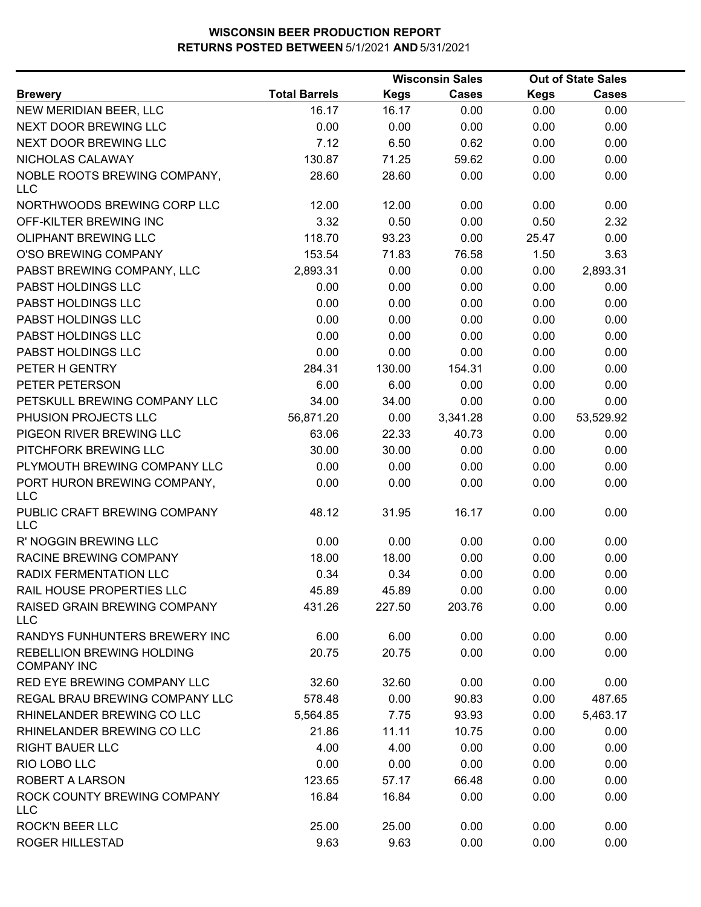# WISCONSIN BEER PRODUCTION REPORT
## RETURNS POSTED BETWEEN 5/1/2021 AND 5/31/2021

| Brewery | Total Barrels | Wisconsin Sales Kegs | Wisconsin Sales Cases | Out of State Sales Kegs | Out of State Sales Cases |
|---|---|---|---|---|---|
| NEW MERIDIAN BEER, LLC | 16.17 | 16.17 | 0.00 | 0.00 | 0.00 |
| NEXT DOOR BREWING LLC | 0.00 | 0.00 | 0.00 | 0.00 | 0.00 |
| NEXT DOOR BREWING LLC | 7.12 | 6.50 | 0.62 | 0.00 | 0.00 |
| NICHOLAS CALAWAY | 130.87 | 71.25 | 59.62 | 0.00 | 0.00 |
| NOBLE ROOTS BREWING COMPANY, LLC | 28.60 | 28.60 | 0.00 | 0.00 | 0.00 |
| NORTHWOODS BREWING CORP LLC | 12.00 | 12.00 | 0.00 | 0.00 | 0.00 |
| OFF-KILTER BREWING INC | 3.32 | 0.50 | 0.00 | 0.50 | 2.32 |
| OLIPHANT BREWING LLC | 118.70 | 93.23 | 0.00 | 25.47 | 0.00 |
| O'SO BREWING COMPANY | 153.54 | 71.83 | 76.58 | 1.50 | 3.63 |
| PABST BREWING COMPANY, LLC | 2,893.31 | 0.00 | 0.00 | 0.00 | 2,893.31 |
| PABST HOLDINGS LLC | 0.00 | 0.00 | 0.00 | 0.00 | 0.00 |
| PABST HOLDINGS LLC | 0.00 | 0.00 | 0.00 | 0.00 | 0.00 |
| PABST HOLDINGS LLC | 0.00 | 0.00 | 0.00 | 0.00 | 0.00 |
| PABST HOLDINGS LLC | 0.00 | 0.00 | 0.00 | 0.00 | 0.00 |
| PABST HOLDINGS LLC | 0.00 | 0.00 | 0.00 | 0.00 | 0.00 |
| PETER H GENTRY | 284.31 | 130.00 | 154.31 | 0.00 | 0.00 |
| PETER PETERSON | 6.00 | 6.00 | 0.00 | 0.00 | 0.00 |
| PETSKULL BREWING COMPANY LLC | 34.00 | 34.00 | 0.00 | 0.00 | 0.00 |
| PHUSION PROJECTS LLC | 56,871.20 | 0.00 | 3,341.28 | 0.00 | 53,529.92 |
| PIGEON RIVER BREWING LLC | 63.06 | 22.33 | 40.73 | 0.00 | 0.00 |
| PITCHFORK BREWING LLC | 30.00 | 30.00 | 0.00 | 0.00 | 0.00 |
| PLYMOUTH BREWING COMPANY LLC | 0.00 | 0.00 | 0.00 | 0.00 | 0.00 |
| PORT HURON BREWING COMPANY, LLC | 0.00 | 0.00 | 0.00 | 0.00 | 0.00 |
| PUBLIC CRAFT BREWING COMPANY LLC | 48.12 | 31.95 | 16.17 | 0.00 | 0.00 |
| R' NOGGIN BREWING LLC | 0.00 | 0.00 | 0.00 | 0.00 | 0.00 |
| RACINE BREWING COMPANY | 18.00 | 18.00 | 0.00 | 0.00 | 0.00 |
| RADIX FERMENTATION LLC | 0.34 | 0.34 | 0.00 | 0.00 | 0.00 |
| RAIL HOUSE PROPERTIES LLC | 45.89 | 45.89 | 0.00 | 0.00 | 0.00 |
| RAISED GRAIN BREWING COMPANY LLC | 431.26 | 227.50 | 203.76 | 0.00 | 0.00 |
| RANDYS FUNHUNTERS BREWERY INC | 6.00 | 6.00 | 0.00 | 0.00 | 0.00 |
| REBELLION BREWING HOLDING COMPANY INC | 20.75 | 20.75 | 0.00 | 0.00 | 0.00 |
| RED EYE BREWING COMPANY LLC | 32.60 | 32.60 | 0.00 | 0.00 | 0.00 |
| REGAL BRAU BREWING COMPANY LLC | 578.48 | 0.00 | 90.83 | 0.00 | 487.65 |
| RHINELANDER BREWING CO LLC | 5,564.85 | 7.75 | 93.93 | 0.00 | 5,463.17 |
| RHINELANDER BREWING CO LLC | 21.86 | 11.11 | 10.75 | 0.00 | 0.00 |
| RIGHT BAUER LLC | 4.00 | 4.00 | 0.00 | 0.00 | 0.00 |
| RIO LOBO LLC | 0.00 | 0.00 | 0.00 | 0.00 | 0.00 |
| ROBERT A LARSON | 123.65 | 57.17 | 66.48 | 0.00 | 0.00 |
| ROCK COUNTY BREWING COMPANY LLC | 16.84 | 16.84 | 0.00 | 0.00 | 0.00 |
| ROCK'N BEER LLC | 25.00 | 25.00 | 0.00 | 0.00 | 0.00 |
| ROGER HILLESTAD | 9.63 | 9.63 | 0.00 | 0.00 | 0.00 |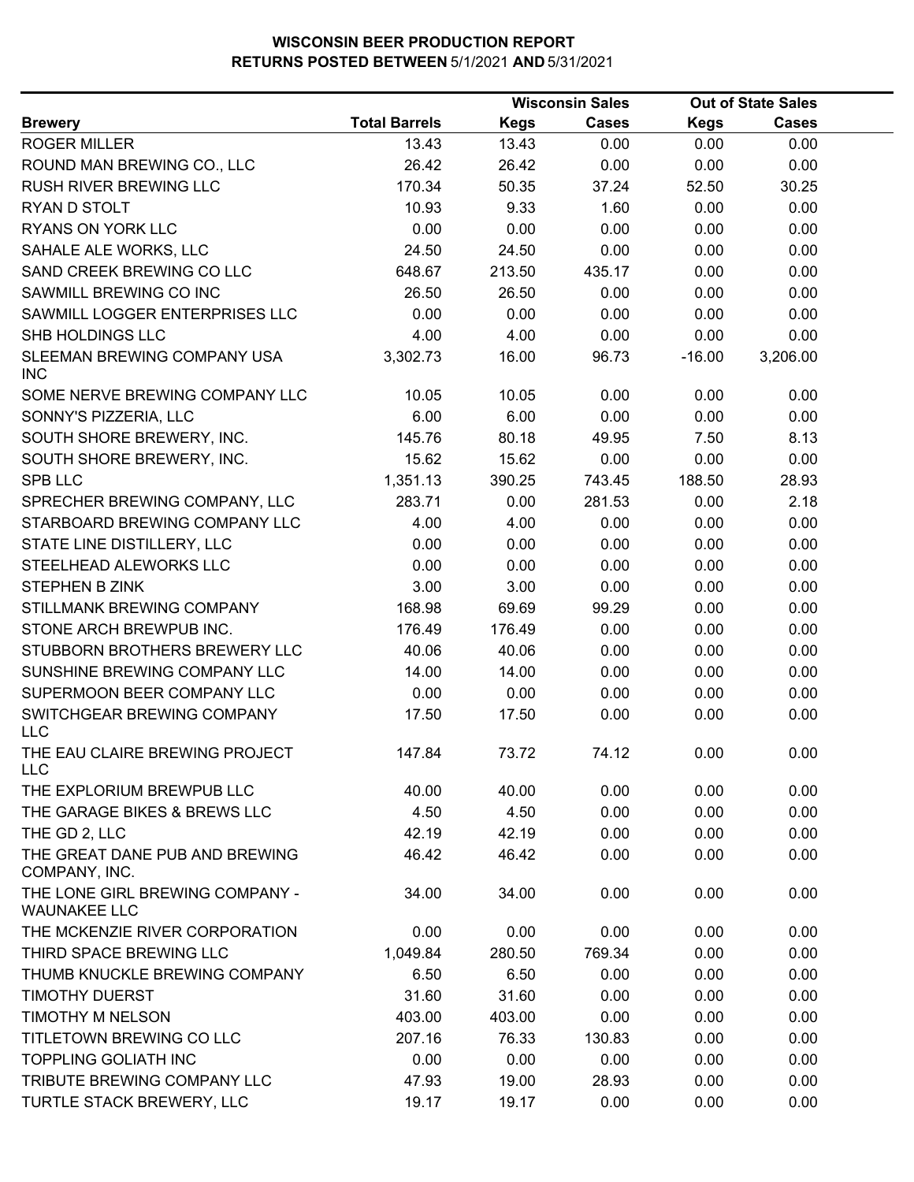# WISCONSIN BEER PRODUCTION REPORT
## RETURNS POSTED BETWEEN 5/1/2021 AND 5/31/2021

| Brewery | Total Barrels | Wisconsin Sales Kegs | Wisconsin Sales Cases | Out of State Sales Kegs | Out of State Sales Cases |
|---|---|---|---|---|---|
| ROGER MILLER | 13.43 | 13.43 | 0.00 | 0.00 | 0.00 |
| ROUND MAN BREWING CO., LLC | 26.42 | 26.42 | 0.00 | 0.00 | 0.00 |
| RUSH RIVER BREWING LLC | 170.34 | 50.35 | 37.24 | 52.50 | 30.25 |
| RYAN D STOLT | 10.93 | 9.33 | 1.60 | 0.00 | 0.00 |
| RYANS ON YORK LLC | 0.00 | 0.00 | 0.00 | 0.00 | 0.00 |
| SAHALE ALE WORKS, LLC | 24.50 | 24.50 | 0.00 | 0.00 | 0.00 |
| SAND CREEK BREWING CO LLC | 648.67 | 213.50 | 435.17 | 0.00 | 0.00 |
| SAWMILL BREWING CO INC | 26.50 | 26.50 | 0.00 | 0.00 | 0.00 |
| SAWMILL LOGGER ENTERPRISES LLC | 0.00 | 0.00 | 0.00 | 0.00 | 0.00 |
| SHB HOLDINGS LLC | 4.00 | 4.00 | 0.00 | 0.00 | 0.00 |
| SLEEMAN BREWING COMPANY USA INC | 3,302.73 | 16.00 | 96.73 | -16.00 | 3,206.00 |
| SOME NERVE BREWING COMPANY LLC | 10.05 | 10.05 | 0.00 | 0.00 | 0.00 |
| SONNY'S PIZZERIA, LLC | 6.00 | 6.00 | 0.00 | 0.00 | 0.00 |
| SOUTH SHORE BREWERY, INC. | 145.76 | 80.18 | 49.95 | 7.50 | 8.13 |
| SOUTH SHORE BREWERY, INC. | 15.62 | 15.62 | 0.00 | 0.00 | 0.00 |
| SPB LLC | 1,351.13 | 390.25 | 743.45 | 188.50 | 28.93 |
| SPRECHER BREWING COMPANY, LLC | 283.71 | 0.00 | 281.53 | 0.00 | 2.18 |
| STARBOARD BREWING COMPANY LLC | 4.00 | 4.00 | 0.00 | 0.00 | 0.00 |
| STATE LINE DISTILLERY, LLC | 0.00 | 0.00 | 0.00 | 0.00 | 0.00 |
| STEELHEAD ALEWORKS LLC | 0.00 | 0.00 | 0.00 | 0.00 | 0.00 |
| STEPHEN B ZINK | 3.00 | 3.00 | 0.00 | 0.00 | 0.00 |
| STILLMANK BREWING COMPANY | 168.98 | 69.69 | 99.29 | 0.00 | 0.00 |
| STONE ARCH BREWPUB INC. | 176.49 | 176.49 | 0.00 | 0.00 | 0.00 |
| STUBBORN BROTHERS BREWERY LLC | 40.06 | 40.06 | 0.00 | 0.00 | 0.00 |
| SUNSHINE BREWING COMPANY LLC | 14.00 | 14.00 | 0.00 | 0.00 | 0.00 |
| SUPERMOON BEER COMPANY LLC | 0.00 | 0.00 | 0.00 | 0.00 | 0.00 |
| SWITCHGEAR BREWING COMPANY LLC | 17.50 | 17.50 | 0.00 | 0.00 | 0.00 |
| THE EAU CLAIRE BREWING PROJECT LLC | 147.84 | 73.72 | 74.12 | 0.00 | 0.00 |
| THE EXPLORIUM BREWPUB LLC | 40.00 | 40.00 | 0.00 | 0.00 | 0.00 |
| THE GARAGE BIKES & BREWS LLC | 4.50 | 4.50 | 0.00 | 0.00 | 0.00 |
| THE GD 2, LLC | 42.19 | 42.19 | 0.00 | 0.00 | 0.00 |
| THE GREAT DANE PUB AND BREWING COMPANY, INC. | 46.42 | 46.42 | 0.00 | 0.00 | 0.00 |
| THE LONE GIRL BREWING COMPANY - WAUNAKEE LLC | 34.00 | 34.00 | 0.00 | 0.00 | 0.00 |
| THE MCKENZIE RIVER CORPORATION | 0.00 | 0.00 | 0.00 | 0.00 | 0.00 |
| THIRD SPACE BREWING LLC | 1,049.84 | 280.50 | 769.34 | 0.00 | 0.00 |
| THUMB KNUCKLE BREWING COMPANY | 6.50 | 6.50 | 0.00 | 0.00 | 0.00 |
| TIMOTHY DUERST | 31.60 | 31.60 | 0.00 | 0.00 | 0.00 |
| TIMOTHY M NELSON | 403.00 | 403.00 | 0.00 | 0.00 | 0.00 |
| TITLETOWN BREWING CO LLC | 207.16 | 76.33 | 130.83 | 0.00 | 0.00 |
| TOPPLING GOLIATH INC | 0.00 | 0.00 | 0.00 | 0.00 | 0.00 |
| TRIBUTE BREWING COMPANY LLC | 47.93 | 19.00 | 28.93 | 0.00 | 0.00 |
| TURTLE STACK BREWERY, LLC | 19.17 | 19.17 | 0.00 | 0.00 | 0.00 |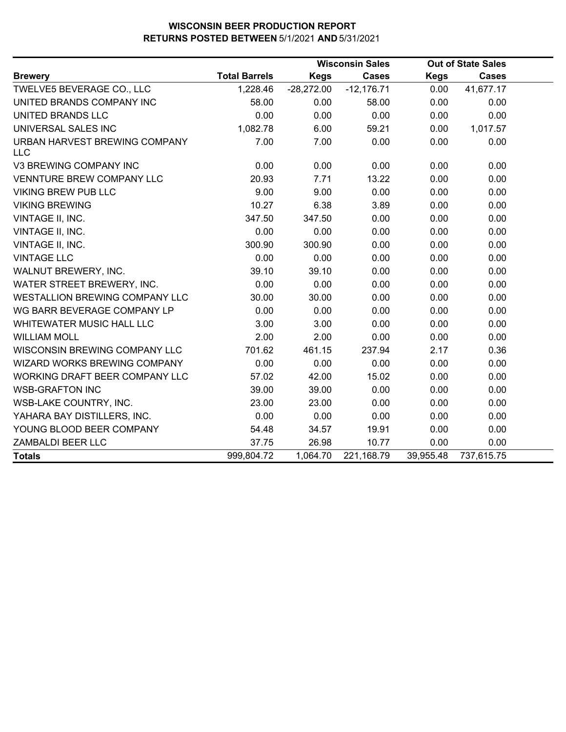**WISCONSIN BEER PRODUCTION REPORT**
**RETURNS POSTED BETWEEN 5/1/2021 AND 5/31/2021**

| | | Wisconsin Sales | | Out of State Sales | |
|---|---|---|---|---|---|
| **Brewery** | **Total Barrels** | **Kegs** | **Cases** | **Kegs** | **Cases** |
| TWELVE5 BEVERAGE CO., LLC | 1,228.46 | -28,272.00 | -12,176.71 | 0.00 | 41,677.17 |
| UNITED BRANDS COMPANY INC | 58.00 | 0.00 | 58.00 | 0.00 | 0.00 |
| UNITED BRANDS LLC | 0.00 | 0.00 | 0.00 | 0.00 | 0.00 |
| UNIVERSAL SALES INC | 1,082.78 | 6.00 | 59.21 | 0.00 | 1,017.57 |
| URBAN HARVEST BREWING COMPANY LLC | 7.00 | 7.00 | 0.00 | 0.00 | 0.00 |
| V3 BREWING COMPANY INC | 0.00 | 0.00 | 0.00 | 0.00 | 0.00 |
| VENNTURE BREW COMPANY LLC | 20.93 | 7.71 | 13.22 | 0.00 | 0.00 |
| VIKING BREW PUB LLC | 9.00 | 9.00 | 0.00 | 0.00 | 0.00 |
| VIKING BREWING | 10.27 | 6.38 | 3.89 | 0.00 | 0.00 |
| VINTAGE II, INC. | 347.50 | 347.50 | 0.00 | 0.00 | 0.00 |
| VINTAGE II, INC. | 0.00 | 0.00 | 0.00 | 0.00 | 0.00 |
| VINTAGE II, INC. | 300.90 | 300.90 | 0.00 | 0.00 | 0.00 |
| VINTAGE LLC | 0.00 | 0.00 | 0.00 | 0.00 | 0.00 |
| WALNUT BREWERY, INC. | 39.10 | 39.10 | 0.00 | 0.00 | 0.00 |
| WATER STREET BREWERY, INC. | 0.00 | 0.00 | 0.00 | 0.00 | 0.00 |
| WESTALLION BREWING COMPANY LLC | 30.00 | 30.00 | 0.00 | 0.00 | 0.00 |
| WG BARR BEVERAGE COMPANY LP | 0.00 | 0.00 | 0.00 | 0.00 | 0.00 |
| WHITEWATER MUSIC HALL LLC | 3.00 | 3.00 | 0.00 | 0.00 | 0.00 |
| WILLIAM MOLL | 2.00 | 2.00 | 0.00 | 0.00 | 0.00 |
| WISCONSIN BREWING COMPANY LLC | 701.62 | 461.15 | 237.94 | 2.17 | 0.36 |
| WIZARD WORKS BREWING COMPANY | 0.00 | 0.00 | 0.00 | 0.00 | 0.00 |
| WORKING DRAFT BEER COMPANY LLC | 57.02 | 42.00 | 15.02 | 0.00 | 0.00 |
| WSB-GRAFTON INC | 39.00 | 39.00 | 0.00 | 0.00 | 0.00 |
| WSB-LAKE COUNTRY, INC. | 23.00 | 23.00 | 0.00 | 0.00 | 0.00 |
| YAHARA BAY DISTILLERS, INC. | 0.00 | 0.00 | 0.00 | 0.00 | 0.00 |
| YOUNG BLOOD BEER COMPANY | 54.48 | 34.57 | 19.91 | 0.00 | 0.00 |
| ZAMBALDI BEER LLC | 37.75 | 26.98 | 10.77 | 0.00 | 0.00 |
| **Totals** | 999,804.72 | 1,064.70 | 221,168.79 | 39,955.48 | 737,615.75 |